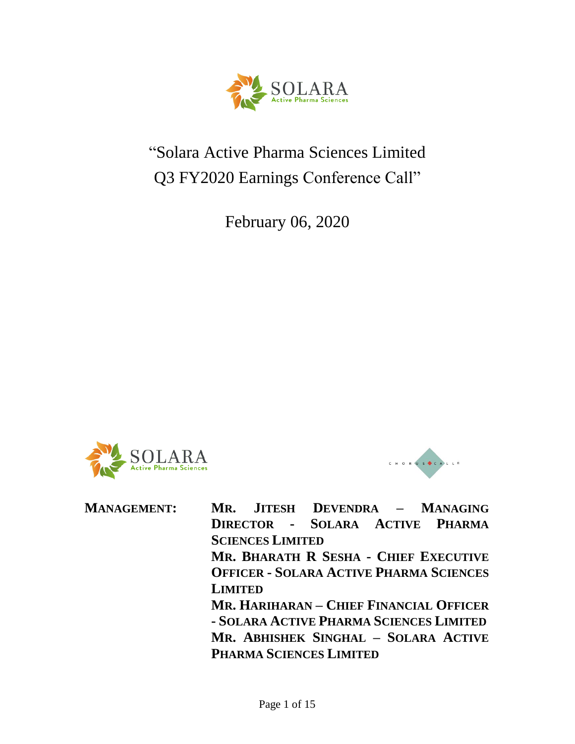# "Solara Active Pharma Sciences Limited Q3 FY2020 Earnings Conference Call"

February 06, 2020

**MANAGEMENT:**

**MR. JITESH DEVENDRA – MANAGING DIRECTOR - SOLARA ACTIVE PHARMA SCIENCES LIMITED**

**MR. BHARATH R SESHA - CHIEF EXECUTIVE OFFICER - SOLARA ACTIVE PHARMA SCIENCES LIMITED**

**MR. HARIHARAN – CHIEF FINANCIAL OFFICER - SOLARA ACTIVE PHARMA SCIENCES LIMITED**

**MR. ABHISHEK SINGHAL – SOLARA ACTIVE PHARMA SCIENCES LIMITED**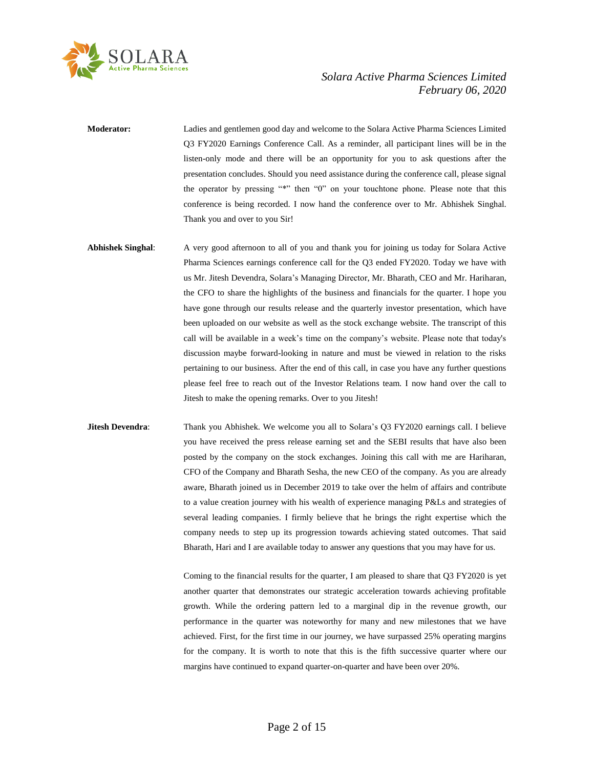**Moderator:** Ladies and gentlemen good day and welcome to the Solara Active Pharma Sciences Limited Q3 FY2020 Earnings Conference Call. As a reminder, all participant lines will be in the listen-only mode and there will be an opportunity for you to ask questions after the presentation concludes. Should you need assistance during the conference call, please signal the operator by pressing "*" then "0" on your touchtone phone. Please note that this conference is being recorded. I now hand the conference over to Mr. Abhishek Singhal. Thank you and over to you Sir!

**Abhishek Singhal**: A very good afternoon to all of you and thank you for joining us today for Solara Active Pharma Sciences earnings conference call for the Q3 ended FY2020. Today we have with us Mr. Jitesh Devendra, Solara's Managing Director, Mr. Bharath, CEO and Mr. Hariharan, the CFO to share the highlights of the business and financials for the quarter. I hope you have gone through our results release and the quarterly investor presentation, which have been uploaded on our website as well as the stock exchange website. The transcript of this call will be available in a week's time on the company's website. Please note that today's discussion maybe forward-looking in nature and must be viewed in relation to the risks pertaining to our business. After the end of this call, in case you have any further questions please feel free to reach out of the Investor Relations team. I now hand over the call to Jitesh to make the opening remarks. Over to you Jitesh!

**Jitesh Devendra**: Thank you Abhishek. We welcome you all to Solara's Q3 FY2020 earnings call. I believe you have received the press release earning set and the SEBI results that have also been posted by the company on the stock exchanges. Joining this call with me are Hariharan, CFO of the Company and Bharath Sesha, the new CEO of the company. As you are already aware, Bharath joined us in December 2019 to take over the helm of affairs and contribute to a value creation journey with his wealth of experience managing P&Ls and strategies of several leading companies. I firmly believe that he brings the right expertise which the company needs to step up its progression towards achieving stated outcomes. That said Bharath, Hari and I are available today to answer any questions that you may have for us.

Coming to the financial results for the quarter, I am pleased to share that Q3 FY2020 is yet another quarter that demonstrates our strategic acceleration towards achieving profitable growth. While the ordering pattern led to a marginal dip in the revenue growth, our performance in the quarter was noteworthy for many and new milestones that we have achieved. First, for the first time in our journey, we have surpassed 25% operating margins for the company. It is worth to note that this is the fifth successive quarter where our margins have continued to expand quarter-on-quarter and have been over 20%.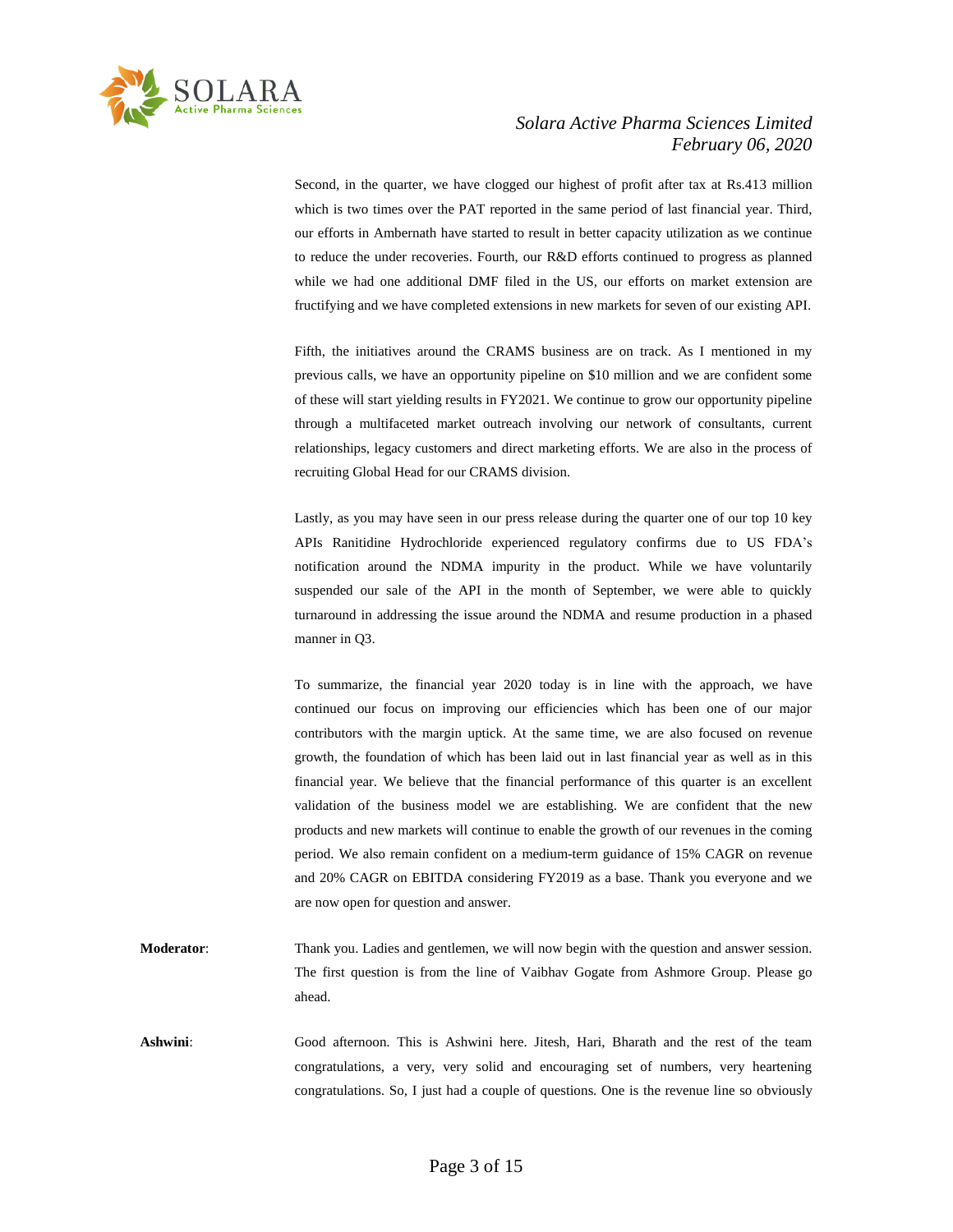Second, in the quarter, we have clogged our highest of profit after tax at Rs.413 million which is two times over the PAT reported in the same period of last financial year. Third, our efforts in Ambernath have started to result in better capacity utilization as we continue to reduce the under recoveries. Fourth, our R&D efforts continued to progress as planned while we had one additional DMF filed in the US, our efforts on market extension are fructifying and we have completed extensions in new markets for seven of our existing API.

Fifth, the initiatives around the CRAMS business are on track. As I mentioned in my previous calls, we have an opportunity pipeline on $10 million and we are confident some of these will start yielding results in FY2021. We continue to grow our opportunity pipeline through a multifaceted market outreach involving our network of consultants, current relationships, legacy customers and direct marketing efforts. We are also in the process of recruiting Global Head for our CRAMS division.

Lastly, as you may have seen in our press release during the quarter one of our top 10 key APIs Ranitidine Hydrochloride experienced regulatory confirms due to US FDA's notification around the NDMA impurity in the product. While we have voluntarily suspended our sale of the API in the month of September, we were able to quickly turnaround in addressing the issue around the NDMA and resume production in a phased manner in Q3.

To summarize, the financial year 2020 today is in line with the approach, we have continued our focus on improving our efficiencies which has been one of our major contributors with the margin uptick. At the same time, we are also focused on revenue growth, the foundation of which has been laid out in last financial year as well as in this financial year. We believe that the financial performance of this quarter is an excellent validation of the business model we are establishing. We are confident that the new products and new markets will continue to enable the growth of our revenues in the coming period. We also remain confident on a medium-term guidance of 15% CAGR on revenue and 20% CAGR on EBITDA considering FY2019 as a base. Thank you everyone and we are now open for question and answer.

**Moderator**: Thank you. Ladies and gentlemen, we will now begin with the question and answer session. The first question is from the line of Vaibhav Gogate from Ashmore Group. Please go ahead.

**Ashwini**: Good afternoon. This is Ashwini here. Jitesh, Hari, Bharath and the rest of the team congratulations, a very, very solid and encouraging set of numbers, very heartening congratulations. So, I just had a couple of questions. One is the revenue line so obviously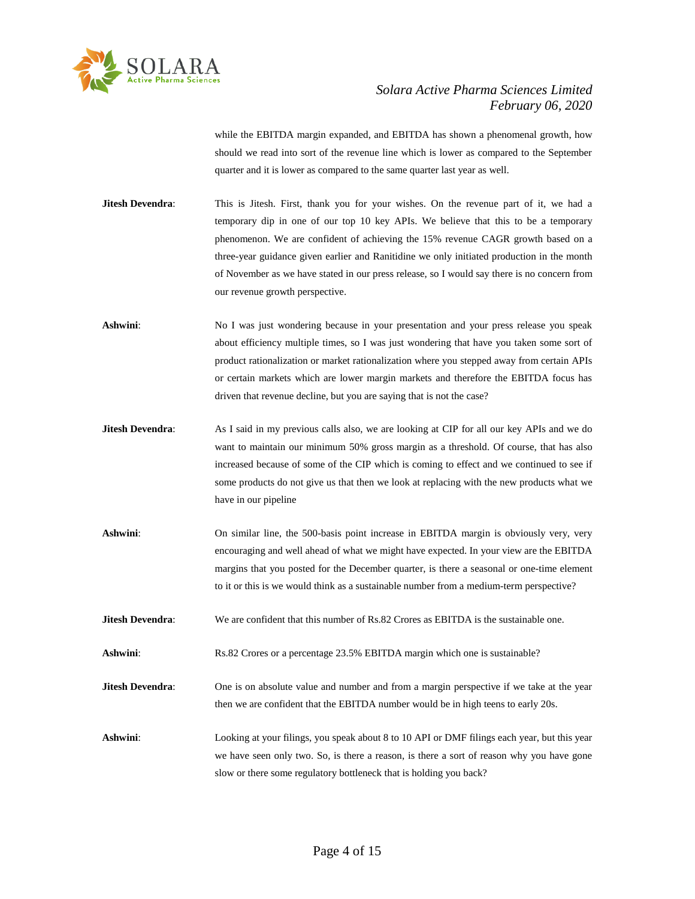while the EBITDA margin expanded, and EBITDA has shown a phenomenal growth, how should we read into sort of the revenue line which is lower as compared to the September quarter and it is lower as compared to the same quarter last year as well.

**Jitesh Devendra**: This is Jitesh. First, thank you for your wishes. On the revenue part of it, we had a temporary dip in one of our top 10 key APIs. We believe that this to be a temporary phenomenon. We are confident of achieving the 15% revenue CAGR growth based on a three-year guidance given earlier and Ranitidine we only initiated production in the month of November as we have stated in our press release, so I would say there is no concern from our revenue growth perspective.

**Ashwini**: No I was just wondering because in your presentation and your press release you speak about efficiency multiple times, so I was just wondering that have you taken some sort of product rationalization or market rationalization where you stepped away from certain APIs or certain markets which are lower margin markets and therefore the EBITDA focus has driven that revenue decline, but you are saying that is not the case?

**Jitesh Devendra**: As I said in my previous calls also, we are looking at CIP for all our key APIs and we do want to maintain our minimum 50% gross margin as a threshold. Of course, that has also increased because of some of the CIP which is coming to effect and we continued to see if some products do not give us that then we look at replacing with the new products what we have in our pipeline

**Ashwini**: On similar line, the 500-basis point increase in EBITDA margin is obviously very, very encouraging and well ahead of what we might have expected. In your view are the EBITDA margins that you posted for the December quarter, is there a seasonal or one-time element to it or this is we would think as a sustainable number from a medium-term perspective?

**Jitesh Devendra**: We are confident that this number of Rs.82 Crores as EBITDA is the sustainable one.

**Ashwini**: Rs.82 Crores or a percentage 23.5% EBITDA margin which one is sustainable?

**Jitesh Devendra**: One is on absolute value and number and from a margin perspective if we take at the year then we are confident that the EBITDA number would be in high teens to early 20s.

**Ashwini**: Looking at your filings, you speak about 8 to 10 API or DMF filings each year, but this year we have seen only two. So, is there a reason, is there a sort of reason why you have gone slow or there some regulatory bottleneck that is holding you back?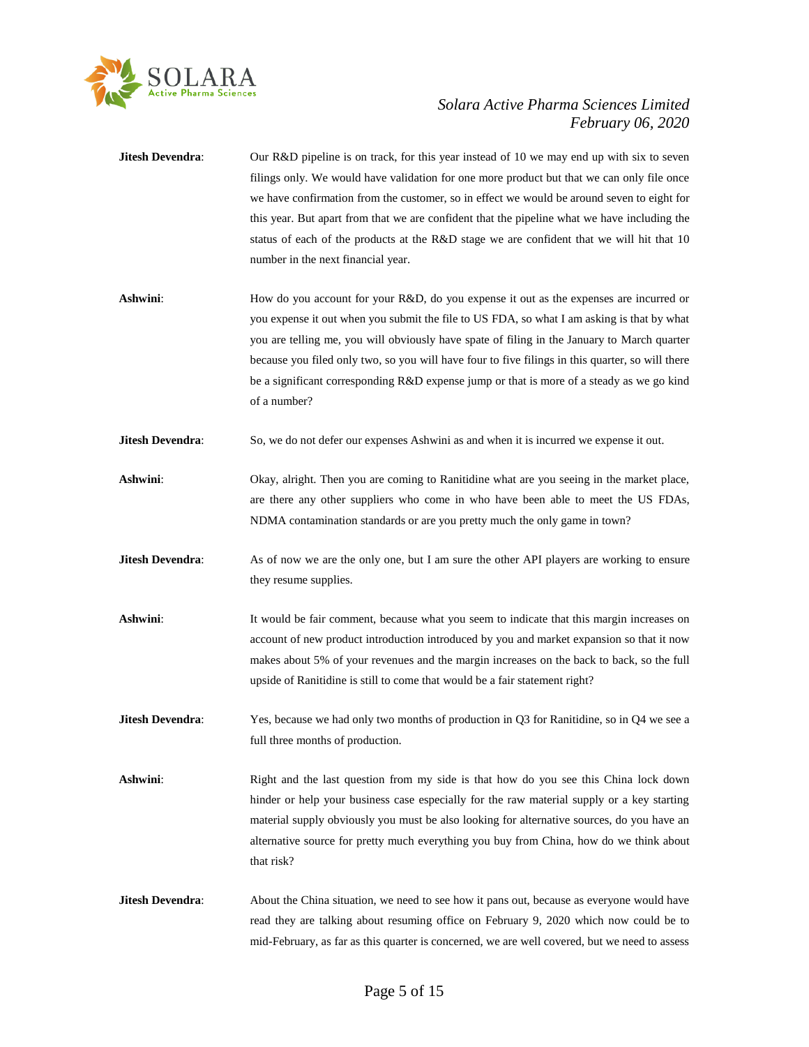**Jitesh Devendra**: Our R&D pipeline is on track, for this year instead of 10 we may end up with six to seven filings only. We would have validation for one more product but that we can only file once we have confirmation from the customer, so in effect we would be around seven to eight for this year. But apart from that we are confident that the pipeline what we have including the status of each of the products at the R&D stage we are confident that we will hit that 10 number in the next financial year.

**Ashwini**: How do you account for your R&D, do you expense it out as the expenses are incurred or you expense it out when you submit the file to US FDA, so what I am asking is that by what you are telling me, you will obviously have spate of filing in the January to March quarter because you filed only two, so you will have four to five filings in this quarter, so will there be a significant corresponding R&D expense jump or that is more of a steady as we go kind of a number?

**Jitesh Devendra**: So, we do not defer our expenses Ashwini as and when it is incurred we expense it out.

**Ashwini**: Okay, alright. Then you are coming to Ranitidine what are you seeing in the market place, are there any other suppliers who come in who have been able to meet the US FDAs, NDMA contamination standards or are you pretty much the only game in town?

**Jitesh Devendra**: As of now we are the only one, but I am sure the other API players are working to ensure they resume supplies.

**Ashwini**: It would be fair comment, because what you seem to indicate that this margin increases on account of new product introduction introduced by you and market expansion so that it now makes about 5% of your revenues and the margin increases on the back to back, so the full upside of Ranitidine is still to come that would be a fair statement right?

**Jitesh Devendra**: Yes, because we had only two months of production in Q3 for Ranitidine, so in Q4 we see a full three months of production.

**Ashwini**: Right and the last question from my side is that how do you see this China lock down hinder or help your business case especially for the raw material supply or a key starting material supply obviously you must be also looking for alternative sources, do you have an alternative source for pretty much everything you buy from China, how do we think about that risk?

**Jitesh Devendra**: About the China situation, we need to see how it pans out, because as everyone would have read they are talking about resuming office on February 9, 2020 which now could be to mid-February, as far as this quarter is concerned, we are well covered, but we need to assess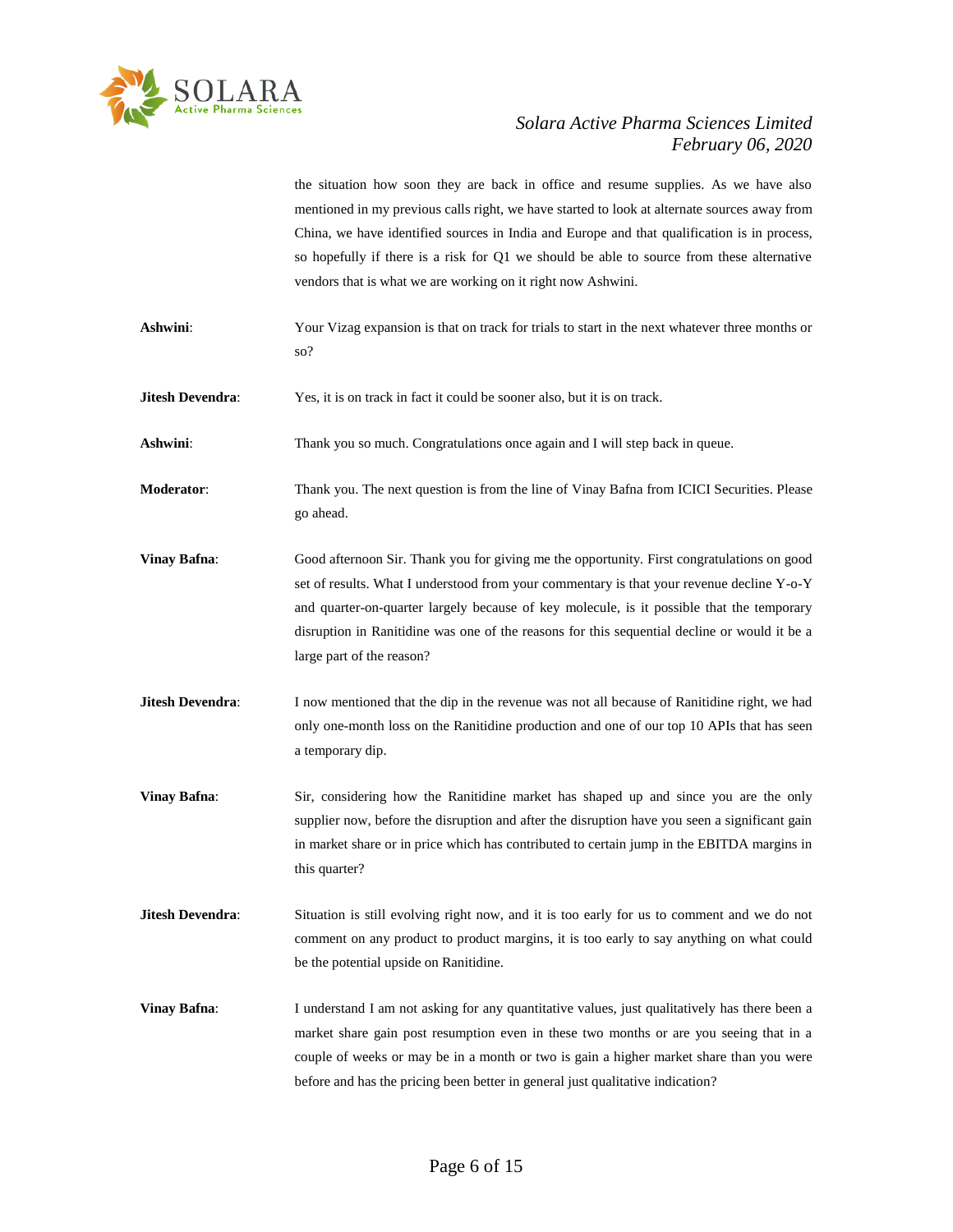the situation how soon they are back in office and resume supplies. As we have also mentioned in my previous calls right, we have started to look at alternate sources away from China, we have identified sources in India and Europe and that qualification is in process, so hopefully if there is a risk for Q1 we should be able to source from these alternative vendors that is what we are working on it right now Ashwini.

**Ashwini**: Your Vizag expansion is that on track for trials to start in the next whatever three months or so?

**Jitesh Devendra**: Yes, it is on track in fact it could be sooner also, but it is on track.

**Ashwini**: Thank you so much. Congratulations once again and I will step back in queue.

**Moderator**: Thank you. The next question is from the line of Vinay Bafna from ICICI Securities. Please go ahead.

**Vinay Bafna**: Good afternoon Sir. Thank you for giving me the opportunity. First congratulations on good set of results. What I understood from your commentary is that your revenue decline Y-o-Y and quarter-on-quarter largely because of key molecule, is it possible that the temporary disruption in Ranitidine was one of the reasons for this sequential decline or would it be a large part of the reason?

**Jitesh Devendra**: I now mentioned that the dip in the revenue was not all because of Ranitidine right, we had only one-month loss on the Ranitidine production and one of our top 10 APIs that has seen a temporary dip.

**Vinay Bafna**: Sir, considering how the Ranitidine market has shaped up and since you are the only supplier now, before the disruption and after the disruption have you seen a significant gain in market share or in price which has contributed to certain jump in the EBITDA margins in this quarter?

**Jitesh Devendra**: Situation is still evolving right now, and it is too early for us to comment and we do not comment on any product to product margins, it is too early to say anything on what could be the potential upside on Ranitidine.

**Vinay Bafna**: I understand I am not asking for any quantitative values, just qualitatively has there been a market share gain post resumption even in these two months or are you seeing that in a couple of weeks or may be in a month or two is gain a higher market share than you were before and has the pricing been better in general just qualitative indication?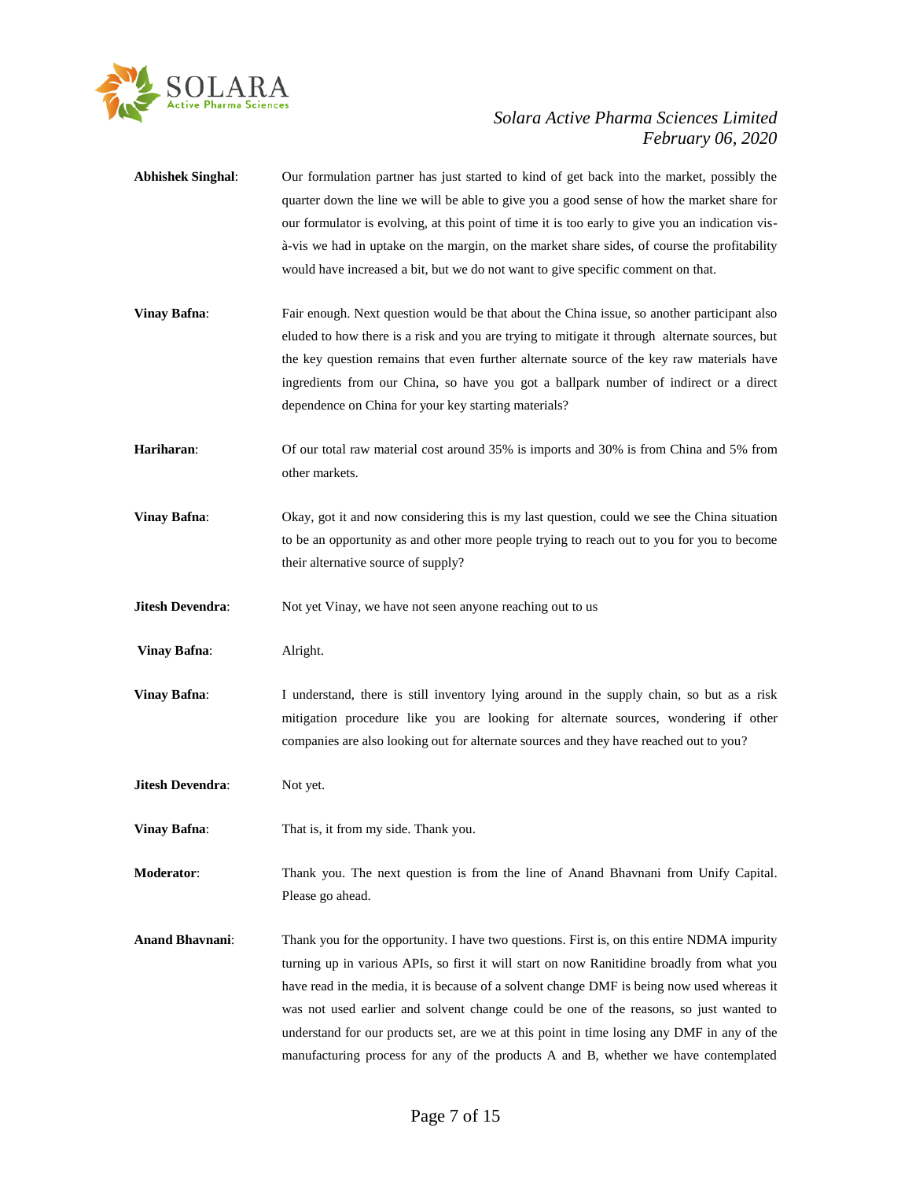**Abhishek Singhal**: Our formulation partner has just started to kind of get back into the market, possibly the quarter down the line we will be able to give you a good sense of how the market share for our formulator is evolving, at this point of time it is too early to give you an indication vis-à-vis we had in uptake on the margin, on the market share sides, of course the profitability would have increased a bit, but we do not want to give specific comment on that.

**Vinay Bafna**: Fair enough. Next question would be that about the China issue, so another participant also eluded to how there is a risk and you are trying to mitigate it through alternate sources, but the key question remains that even further alternate source of the key raw materials have ingredients from our China, so have you got a ballpark number of indirect or a direct dependence on China for your key starting materials?

**Hariharan**: Of our total raw material cost around 35% is imports and 30% is from China and 5% from other markets.

**Vinay Bafna**: Okay, got it and now considering this is my last question, could we see the China situation to be an opportunity as and other more people trying to reach out to you for you to become their alternative source of supply?

**Jitesh Devendra**: Not yet Vinay, we have not seen anyone reaching out to us

**Vinay Bafna**: Alright.

**Vinay Bafna**: I understand, there is still inventory lying around in the supply chain, so but as a risk mitigation procedure like you are looking for alternate sources, wondering if other companies are also looking out for alternate sources and they have reached out to you?

**Jitesh Devendra**: Not yet.

**Vinay Bafna**: That is, it from my side. Thank you.

**Moderator**: Thank you. The next question is from the line of Anand Bhavnani from Unify Capital. Please go ahead.

**Anand Bhavnani**: Thank you for the opportunity. I have two questions. First is, on this entire NDMA impurity turning up in various APIs, so first it will start on now Ranitidine broadly from what you have read in the media, it is because of a solvent change DMF is being now used whereas it was not used earlier and solvent change could be one of the reasons, so just wanted to understand for our products set, are we at this point in time losing any DMF in any of the manufacturing process for any of the products A and B, whether we have contemplated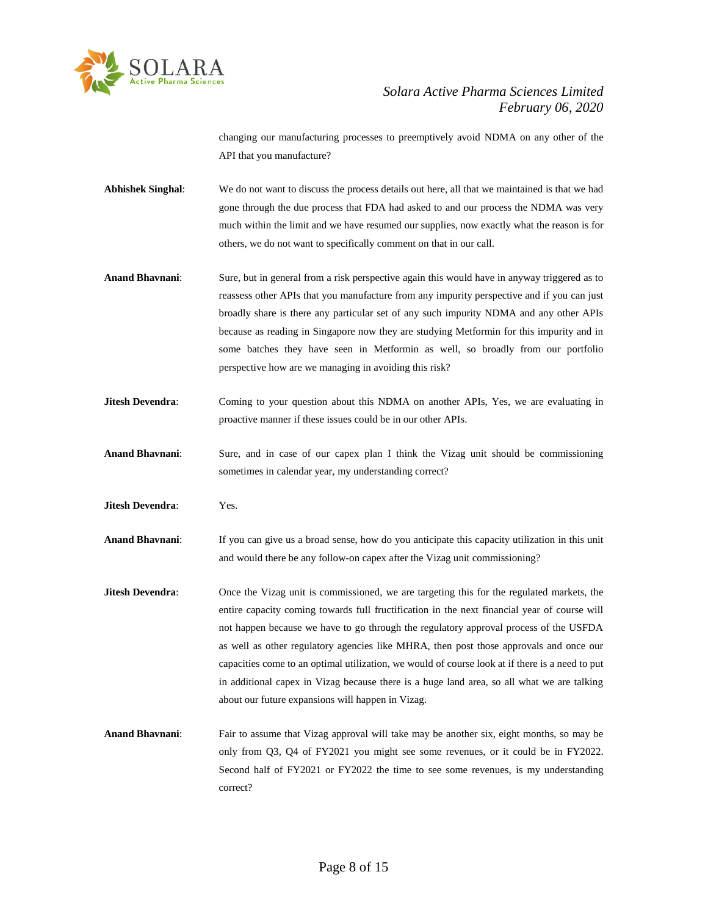changing our manufacturing processes to preemptively avoid NDMA on any other of the API that you manufacture?

**Abhishek Singhal**: We do not want to discuss the process details out here, all that we maintained is that we had gone through the due process that FDA had asked to and our process the NDMA was very much within the limit and we have resumed our supplies, now exactly what the reason is for others, we do not want to specifically comment on that in our call.

**Anand Bhavnani**: Sure, but in general from a risk perspective again this would have in anyway triggered as to reassess other APIs that you manufacture from any impurity perspective and if you can just broadly share is there any particular set of any such impurity NDMA and any other APIs because as reading in Singapore now they are studying Metformin for this impurity and in some batches they have seen in Metformin as well, so broadly from our portfolio perspective how are we managing in avoiding this risk?

**Jitesh Devendra**: Coming to your question about this NDMA on another APIs, Yes, we are evaluating in proactive manner if these issues could be in our other APIs.

**Anand Bhavnani**: Sure, and in case of our capex plan I think the Vizag unit should be commissioning sometimes in calendar year, my understanding correct?

**Jitesh Devendra**: Yes.

**Anand Bhavnani**: If you can give us a broad sense, how do you anticipate this capacity utilization in this unit and would there be any follow-on capex after the Vizag unit commissioning?

**Jitesh Devendra**: Once the Vizag unit is commissioned, we are targeting this for the regulated markets, the entire capacity coming towards full fructification in the next financial year of course will not happen because we have to go through the regulatory approval process of the USFDA as well as other regulatory agencies like MHRA, then post those approvals and once our capacities come to an optimal utilization, we would of course look at if there is a need to put in additional capex in Vizag because there is a huge land area, so all what we are talking about our future expansions will happen in Vizag.

**Anand Bhavnani**: Fair to assume that Vizag approval will take may be another six, eight months, so may be only from Q3, Q4 of FY2021 you might see some revenues, or it could be in FY2022. Second half of FY2021 or FY2022 the time to see some revenues, is my understanding correct?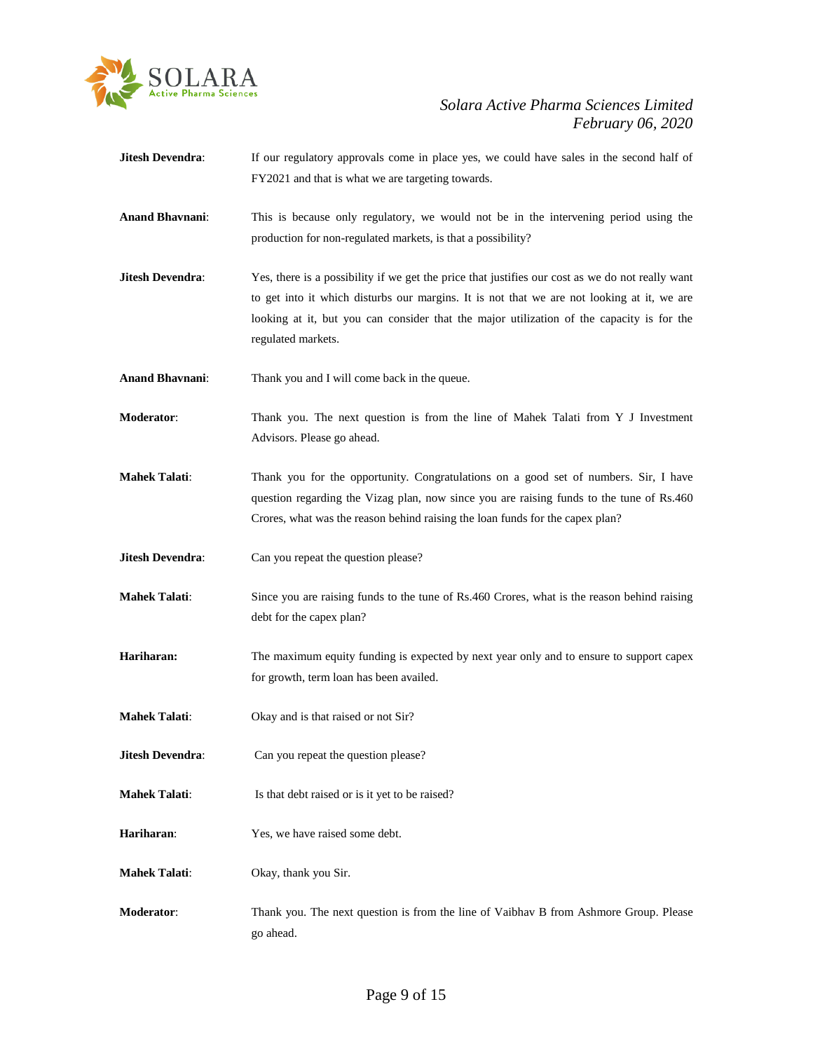**Jitesh Devendra**: If our regulatory approvals come in place yes, we could have sales in the second half of FY2021 and that is what we are targeting towards.

**Anand Bhavnani**: This is because only regulatory, we would not be in the intervening period using the production for non-regulated markets, is that a possibility?

**Jitesh Devendra**: Yes, there is a possibility if we get the price that justifies our cost as we do not really want to get into it which disturbs our margins. It is not that we are not looking at it, we are looking at it, but you can consider that the major utilization of the capacity is for the regulated markets.

**Anand Bhavnani**: Thank you and I will come back in the queue.

**Moderator**: Thank you. The next question is from the line of Mahek Talati from Y J Investment Advisors. Please go ahead.

**Mahek Talati**: Thank you for the opportunity. Congratulations on a good set of numbers. Sir, I have question regarding the Vizag plan, now since you are raising funds to the tune of Rs.460 Crores, what was the reason behind raising the loan funds for the capex plan?

**Jitesh Devendra**: Can you repeat the question please?

**Mahek Talati**: Since you are raising funds to the tune of Rs.460 Crores, what is the reason behind raising debt for the capex plan?

**Hariharan:** The maximum equity funding is expected by next year only and to ensure to support capex for growth, term loan has been availed.

**Mahek Talati**: Okay and is that raised or not Sir?

**Jitesh Devendra**: Can you repeat the question please?

**Mahek Talati**: Is that debt raised or is it yet to be raised?

**Hariharan**: Yes, we have raised some debt.

**Mahek Talati**: Okay, thank you Sir.

**Moderator**: Thank you. The next question is from the line of Vaibhav B from Ashmore Group. Please go ahead.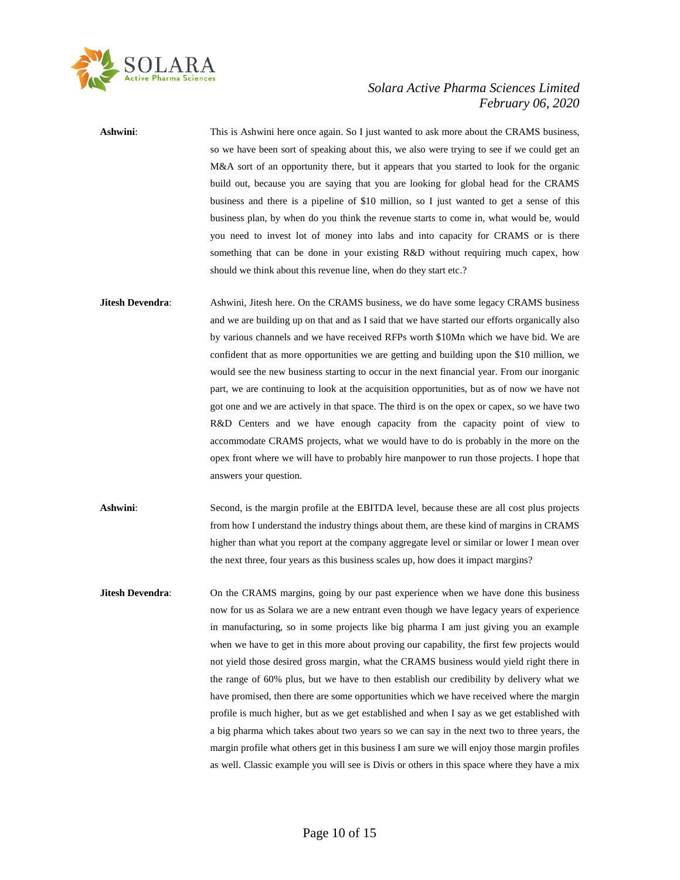**Ashwini**: This is Ashwini here once again. So I just wanted to ask more about the CRAMS business, so we have been sort of speaking about this, we also were trying to see if we could get an M&A sort of an opportunity there, but it appears that you started to look for the organic build out, because you are saying that you are looking for global head for the CRAMS business and there is a pipeline of $10 million, so I just wanted to get a sense of this business plan, by when do you think the revenue starts to come in, what would be, would you need to invest lot of money into labs and into capacity for CRAMS or is there something that can be done in your existing R&D without requiring much capex, how should we think about this revenue line, when do they start etc.?

**Jitesh Devendra**: Ashwini, Jitesh here. On the CRAMS business, we do have some legacy CRAMS business and we are building up on that and as I said that we have started our efforts organically also by various channels and we have received RFPs worth $10Mn which we have bid. We are confident that as more opportunities we are getting and building upon the $10 million, we would see the new business starting to occur in the next financial year. From our inorganic part, we are continuing to look at the acquisition opportunities, but as of now we have not got one and we are actively in that space. The third is on the opex or capex, so we have two R&D Centers and we have enough capacity from the capacity point of view to accommodate CRAMS projects, what we would have to do is probably in the more on the opex front where we will have to probably hire manpower to run those projects. I hope that answers your question.

**Ashwini**: Second, is the margin profile at the EBITDA level, because these are all cost plus projects from how I understand the industry things about them, are these kind of margins in CRAMS higher than what you report at the company aggregate level or similar or lower I mean over the next three, four years as this business scales up, how does it impact margins?

**Jitesh Devendra**: On the CRAMS margins, going by our past experience when we have done this business now for us as Solara we are a new entrant even though we have legacy years of experience in manufacturing, so in some projects like big pharma I am just giving you an example when we have to get in this more about proving our capability, the first few projects would not yield those desired gross margin, what the CRAMS business would yield right there in the range of 60% plus, but we have to then establish our credibility by delivery what we have promised, then there are some opportunities which we have received where the margin profile is much higher, but as we get established and when I say as we get established with a big pharma which takes about two years so we can say in the next two to three years, the margin profile what others get in this business I am sure we will enjoy those margin profiles as well. Classic example you will see is Divis or others in this space where they have a mix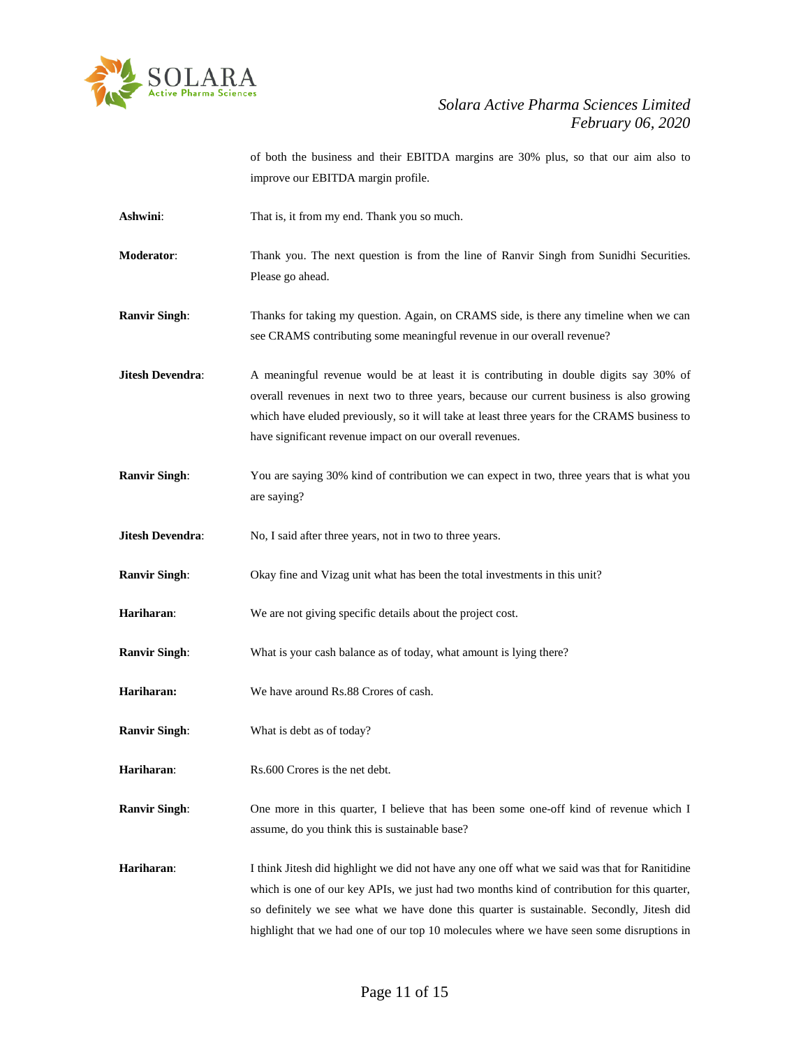of both the business and their EBITDA margins are 30% plus, so that our aim also to improve our EBITDA margin profile.

**Ashwini**: That is, it from my end. Thank you so much.

**Moderator**: Thank you. The next question is from the line of Ranvir Singh from Sunidhi Securities. Please go ahead.

**Ranvir Singh**: Thanks for taking my question. Again, on CRAMS side, is there any timeline when we can see CRAMS contributing some meaningful revenue in our overall revenue?

**Jitesh Devendra**: A meaningful revenue would be at least it is contributing in double digits say 30% of overall revenues in next two to three years, because our current business is also growing which have eluded previously, so it will take at least three years for the CRAMS business to have significant revenue impact on our overall revenues.

**Ranvir Singh**: You are saying 30% kind of contribution we can expect in two, three years that is what you are saying?

**Jitesh Devendra**: No, I said after three years, not in two to three years.

**Ranvir Singh**: Okay fine and Vizag unit what has been the total investments in this unit?

**Hariharan**: We are not giving specific details about the project cost.

**Ranvir Singh**: What is your cash balance as of today, what amount is lying there?

**Hariharan:** We have around Rs.88 Crores of cash.

**Ranvir Singh**: What is debt as of today?

**Hariharan**: Rs.600 Crores is the net debt.

**Ranvir Singh**: One more in this quarter, I believe that has been some one-off kind of revenue which I assume, do you think this is sustainable base?

**Hariharan**: I think Jitesh did highlight we did not have any one off what we said was that for Ranitidine which is one of our key APIs, we just had two months kind of contribution for this quarter, so definitely we see what we have done this quarter is sustainable. Secondly, Jitesh did highlight that we had one of our top 10 molecules where we have seen some disruptions in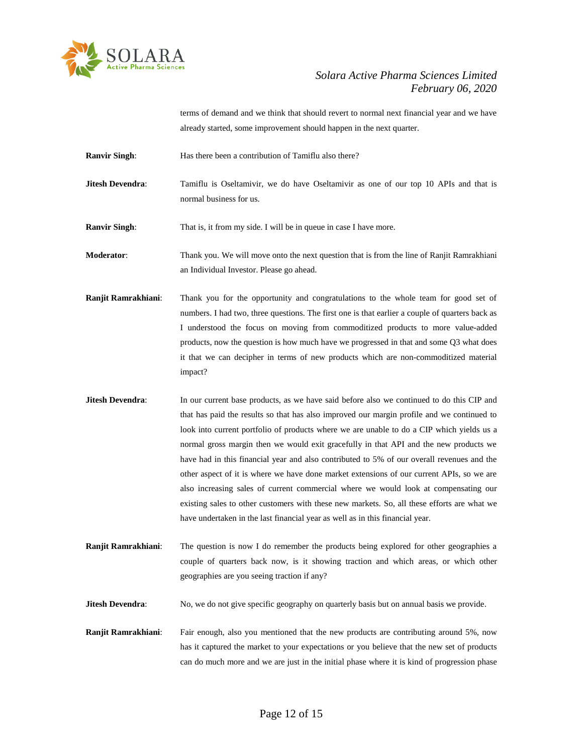terms of demand and we think that should revert to normal next financial year and we have already started, some improvement should happen in the next quarter.

**Ranvir Singh**: Has there been a contribution of Tamiflu also there?

**Jitesh Devendra**: Tamiflu is Oseltamivir, we do have Oseltamivir as one of our top 10 APIs and that is normal business for us.

**Ranvir Singh**: That is, it from my side. I will be in queue in case I have more.

**Moderator**: Thank you. We will move onto the next question that is from the line of Ranjit Ramrakhiani an Individual Investor. Please go ahead.

**Ranjit Ramrakhiani**: Thank you for the opportunity and congratulations to the whole team for good set of numbers. I had two, three questions. The first one is that earlier a couple of quarters back as I understood the focus on moving from commoditized products to more value-added products, now the question is how much have we progressed in that and some Q3 what does it that we can decipher in terms of new products which are non-commoditized material impact?

**Jitesh Devendra**: In our current base products, as we have said before also we continued to do this CIP and that has paid the results so that has also improved our margin profile and we continued to look into current portfolio of products where we are unable to do a CIP which yields us a normal gross margin then we would exit gracefully in that API and the new products we have had in this financial year and also contributed to 5% of our overall revenues and the other aspect of it is where we have done market extensions of our current APIs, so we are also increasing sales of current commercial where we would look at compensating our existing sales to other customers with these new markets. So, all these efforts are what we have undertaken in the last financial year as well as in this financial year.

**Ranjit Ramrakhiani**: The question is now I do remember the products being explored for other geographies a couple of quarters back now, is it showing traction and which areas, or which other geographies are you seeing traction if any?

**Jitesh Devendra**: No, we do not give specific geography on quarterly basis but on annual basis we provide.

**Ranjit Ramrakhiani**: Fair enough, also you mentioned that the new products are contributing around 5%, now has it captured the market to your expectations or you believe that the new set of products can do much more and we are just in the initial phase where it is kind of progression phase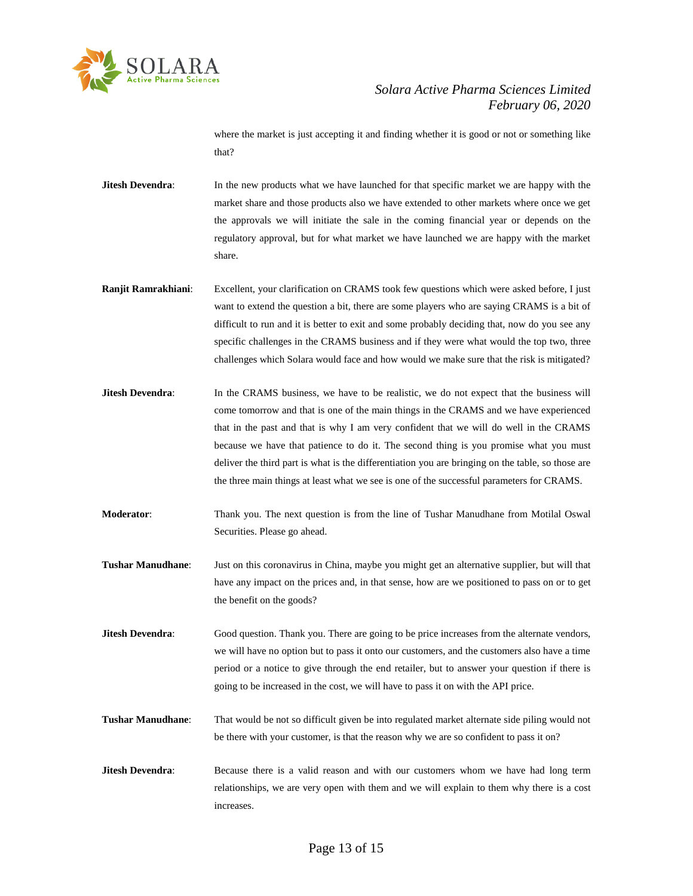where the market is just accepting it and finding whether it is good or not or something like that?

**Jitesh Devendra**: In the new products what we have launched for that specific market we are happy with the market share and those products also we have extended to other markets where once we get the approvals we will initiate the sale in the coming financial year or depends on the regulatory approval, but for what market we have launched we are happy with the market share.

**Ranjit Ramrakhiani**: Excellent, your clarification on CRAMS took few questions which were asked before, I just want to extend the question a bit, there are some players who are saying CRAMS is a bit of difficult to run and it is better to exit and some probably deciding that, now do you see any specific challenges in the CRAMS business and if they were what would the top two, three challenges which Solara would face and how would we make sure that the risk is mitigated?

**Jitesh Devendra**: In the CRAMS business, we have to be realistic, we do not expect that the business will come tomorrow and that is one of the main things in the CRAMS and we have experienced that in the past and that is why I am very confident that we will do well in the CRAMS because we have that patience to do it. The second thing is you promise what you must deliver the third part is what is the differentiation you are bringing on the table, so those are the three main things at least what we see is one of the successful parameters for CRAMS.

**Moderator**: Thank you. The next question is from the line of Tushar Manudhane from Motilal Oswal Securities. Please go ahead.

**Tushar Manudhane**: Just on this coronavirus in China, maybe you might get an alternative supplier, but will that have any impact on the prices and, in that sense, how are we positioned to pass on or to get the benefit on the goods?

**Jitesh Devendra**: Good question. Thank you. There are going to be price increases from the alternate vendors, we will have no option but to pass it onto our customers, and the customers also have a time period or a notice to give through the end retailer, but to answer your question if there is going to be increased in the cost, we will have to pass it on with the API price.

**Tushar Manudhane**: That would be not so difficult given be into regulated market alternate side piling would not be there with your customer, is that the reason why we are so confident to pass it on?

**Jitesh Devendra**: Because there is a valid reason and with our customers whom we have had long term relationships, we are very open with them and we will explain to them why there is a cost increases.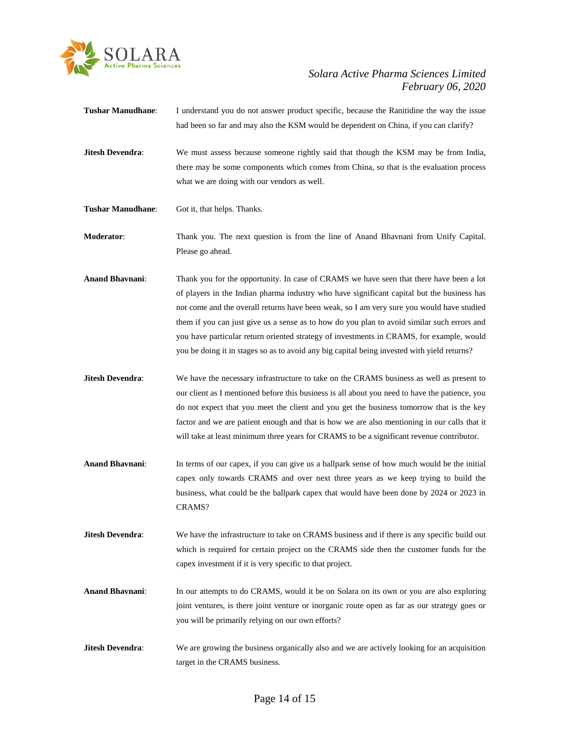**Tushar Manudhane**: I understand you do not answer product specific, because the Ranitidine the way the issue had been so far and may also the KSM would be dependent on China, if you can clarify?

**Jitesh Devendra**: We must assess because someone rightly said that though the KSM may be from India, there may be some components which comes from China, so that is the evaluation process what we are doing with our vendors as well.

**Tushar Manudhane**: Got it, that helps. Thanks.

**Moderator**: Thank you. The next question is from the line of Anand Bhavnani from Unify Capital. Please go ahead.

**Anand Bhavnani**: Thank you for the opportunity. In case of CRAMS we have seen that there have been a lot of players in the Indian pharma industry who have significant capital but the business has not come and the overall returns have been weak, so I am very sure you would have studied them if you can just give us a sense as to how do you plan to avoid similar such errors and you have particular return oriented strategy of investments in CRAMS, for example, would you be doing it in stages so as to avoid any big capital being invested with yield returns?

**Jitesh Devendra**: We have the necessary infrastructure to take on the CRAMS business as well as present to our client as I mentioned before this business is all about you need to have the patience, you do not expect that you meet the client and you get the business tomorrow that is the key factor and we are patient enough and that is how we are also mentioning in our calls that it will take at least minimum three years for CRAMS to be a significant revenue contributor.

**Anand Bhavnani**: In terms of our capex, if you can give us a ballpark sense of how much would be the initial capex only towards CRAMS and over next three years as we keep trying to build the business, what could be the ballpark capex that would have been done by 2024 or 2023 in CRAMS?

**Jitesh Devendra**: We have the infrastructure to take on CRAMS business and if there is any specific build out which is required for certain project on the CRAMS side then the customer funds for the capex investment if it is very specific to that project.

**Anand Bhavnani**: In our attempts to do CRAMS, would it be on Solara on its own or you are also exploring joint ventures, is there joint venture or inorganic route open as far as our strategy goes or you will be primarily relying on our own efforts?

**Jitesh Devendra**: We are growing the business organically also and we are actively looking for an acquisition target in the CRAMS business.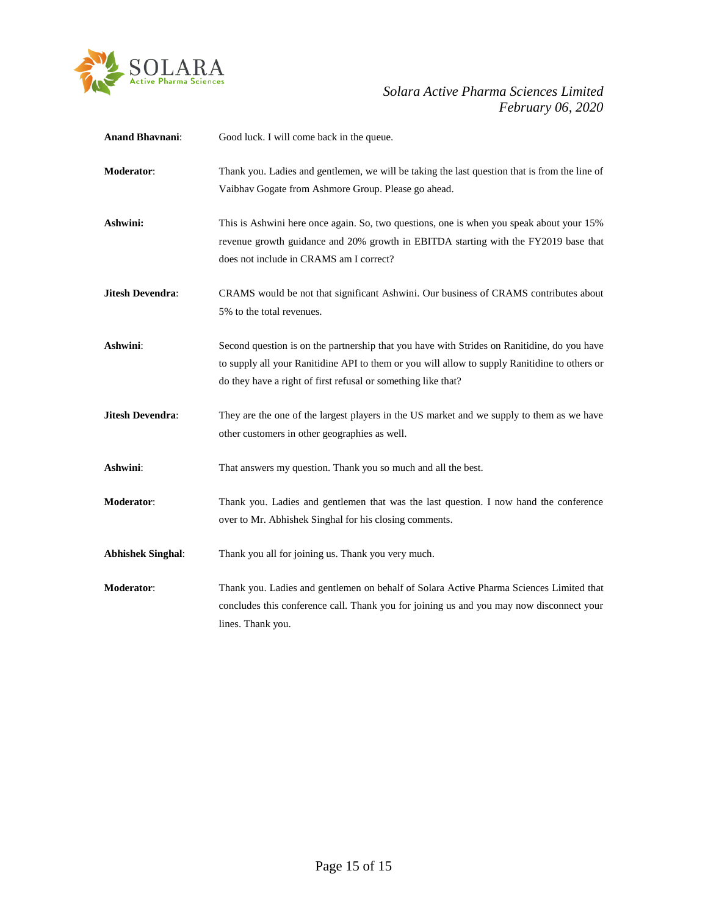**Anand Bhavnani**: Good luck. I will come back in the queue.

**Moderator**: Thank you. Ladies and gentlemen, we will be taking the last question that is from the line of Vaibhav Gogate from Ashmore Group. Please go ahead.

**Ashwini:** This is Ashwini here once again. So, two questions, one is when you speak about your 15% revenue growth guidance and 20% growth in EBITDA starting with the FY2019 base that does not include in CRAMS am I correct?

**Jitesh Devendra**: CRAMS would be not that significant Ashwini. Our business of CRAMS contributes about 5% to the total revenues.

**Ashwini**: Second question is on the partnership that you have with Strides on Ranitidine, do you have to supply all your Ranitidine API to them or you will allow to supply Ranitidine to others or do they have a right of first refusal or something like that?

**Jitesh Devendra**: They are the one of the largest players in the US market and we supply to them as we have other customers in other geographies as well.

**Ashwini**: That answers my question. Thank you so much and all the best.

**Moderator**: Thank you. Ladies and gentlemen that was the last question. I now hand the conference over to Mr. Abhishek Singhal for his closing comments.

**Abhishek Singhal**: Thank you all for joining us. Thank you very much.

**Moderator**: Thank you. Ladies and gentlemen on behalf of Solara Active Pharma Sciences Limited that concludes this conference call. Thank you for joining us and you may now disconnect your lines. Thank you.